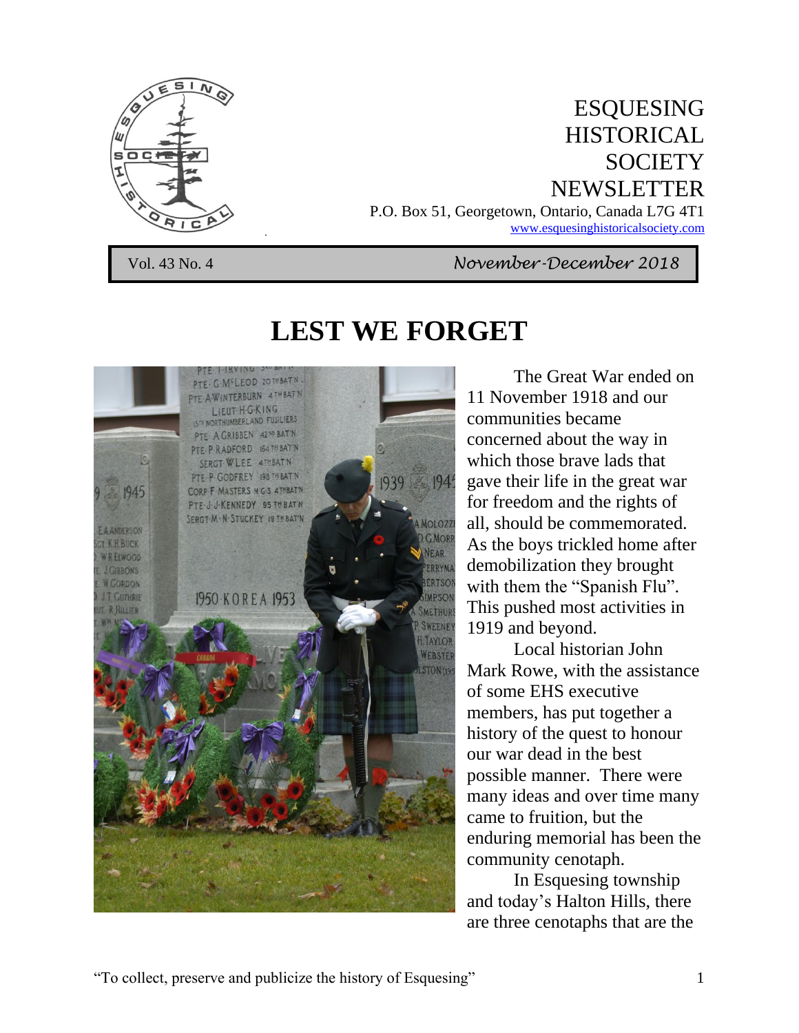# ESQUESING HISTORICAL SOCIETY NEWSLETTER

P.O. Box 51, Georgetown, Ontario, Canada L7G 4T1
www.esquesinghistoricalsociety.com

Vol. 43 No. 4 — *November-December 2018*

# LEST WE FORGET

The Great War ended on 11 November 1918 and our communities became concerned about the way in which those brave lads that gave their life in the great war for freedom and the rights of all, should be commemorated. As the boys trickled home after demobilization they brought with them the "Spanish Flu". This pushed most activities in 1919 and beyond.

Local historian John Mark Rowe, with the assistance of some EHS executive members, has put together a history of the quest to honour our war dead in the best possible manner. There were many ideas and over time many came to fruition, but the enduring memorial has been the community cenotaph.

In Esquesing township and today's Halton Hills, there are three cenotaphs that are the

"To collect, preserve and publicize the history of Esquesing"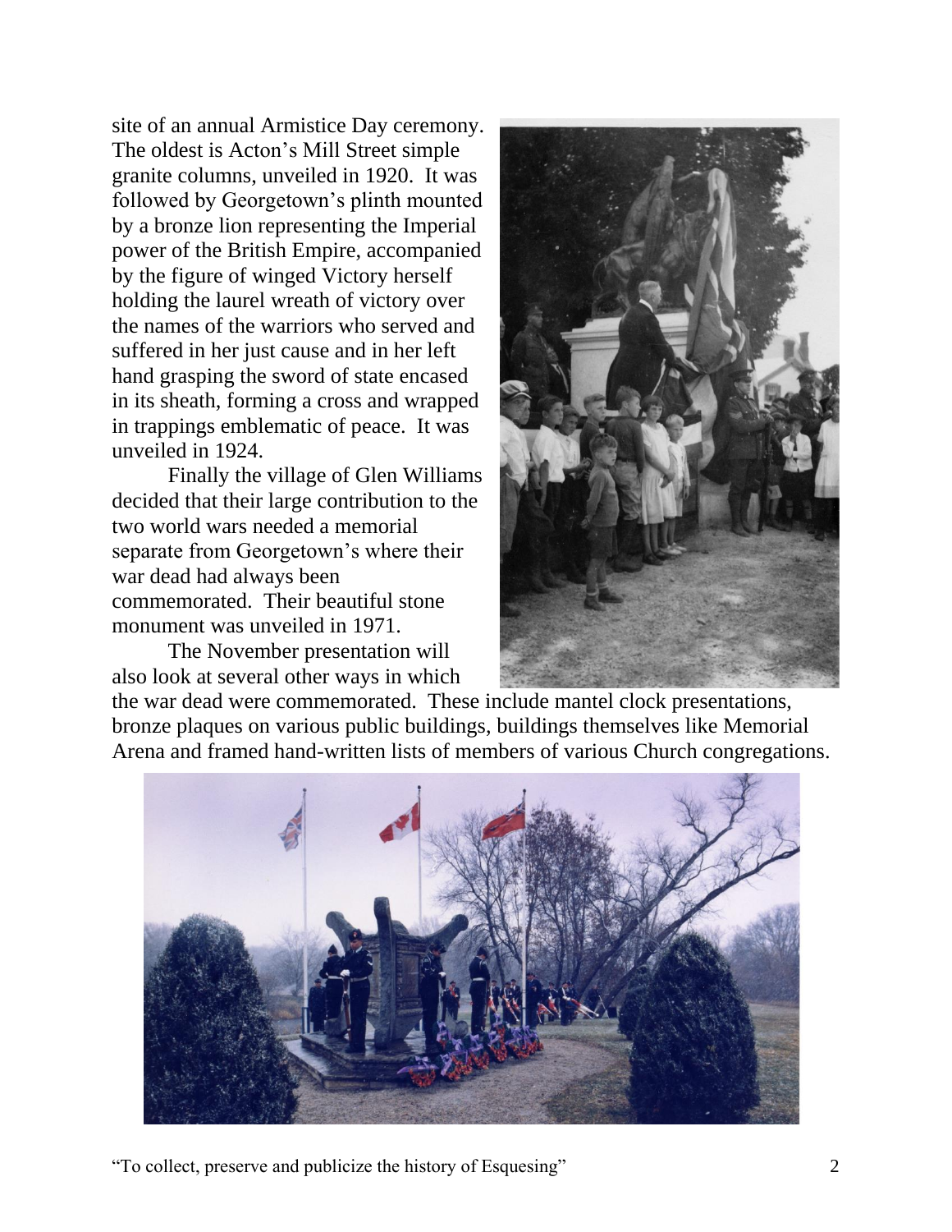site of an annual Armistice Day ceremony. The oldest is Acton's Mill Street simple granite columns, unveiled in 1920. It was followed by Georgetown's plinth mounted by a bronze lion representing the Imperial power of the British Empire, accompanied by the figure of winged Victory herself holding the laurel wreath of victory over the names of the warriors who served and suffered in her just cause and in her left hand grasping the sword of state encased in its sheath, forming a cross and wrapped in trappings emblematic of peace. It was unveiled in 1924.

Finally the village of Glen Williams decided that their large contribution to the two world wars needed a memorial separate from Georgetown's where their war dead had always been commemorated. Their beautiful stone monument was unveiled in 1971.

The November presentation will also look at several other ways in which the war dead were commemorated. These include mantel clock presentations, bronze plaques on various public buildings, buildings themselves like Memorial Arena and framed hand-written lists of members of various Church congregations.

"To collect, preserve and publicize the history of Esquesing"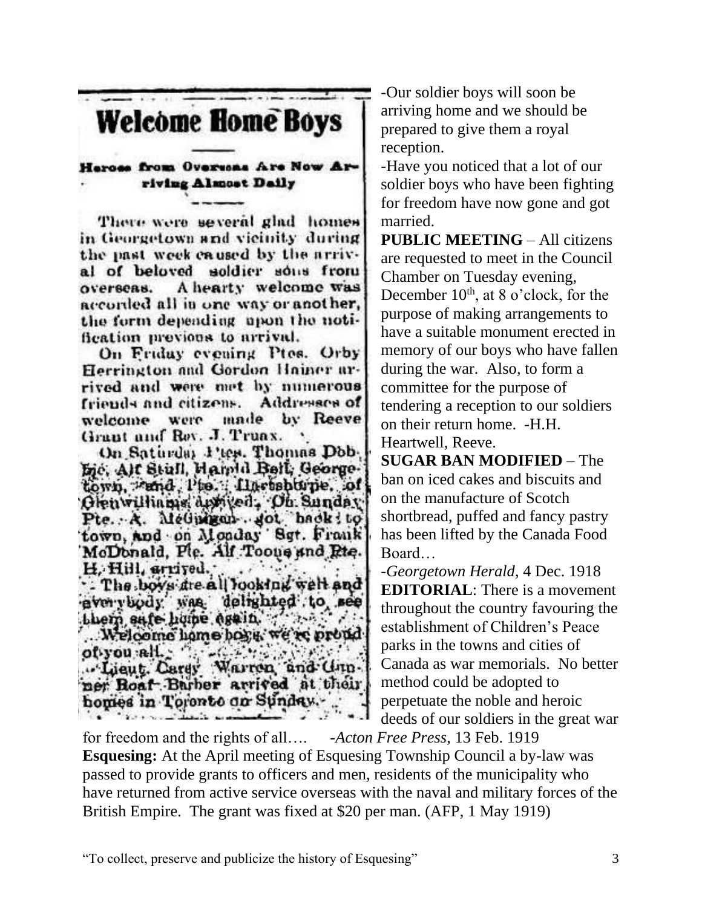## Welcome Home Boys

**Heroes from Overseas Are Now Arriving Almost Daily**

There were several glad homes in Georgetown and vicinity during the past week caused by the arrival of beloved soldier sons from overseas. A hearty welcome was accorded all in one way or another, the form depending upon the notification previous to arrival.

On Friday evening Ptes. Orby Herrington and Gordon Hainer arrived and were met by numerous friends and citizens. Addresses of welcome were made by Reeve Grant and Rev. J. Truax.

On Saturday Ptes. Thomas Dobbie, Alf Stull, Harold Bell, Georgetown, and Pte. Harshbarpe, of Glenwilliams arrived. On Sunday Pte. A. McGuigan got back to town, and on Monday Sgt. Frank McDonald, Pte. Alf Toone and Pte. H. Hill, arrived.

The boys are all looking well and everybody was delighted to see them safe home again.

Welcome home boys, we're proud of you all.

Lieut. Carey Warren and Gunner Roaf Barber arrived at their homes in Toronto on Sunday.

-Our soldier boys will soon be arriving home and we should be prepared to give them a royal reception.

-Have you noticed that a lot of our soldier boys who have been fighting for freedom have now gone and got married.

**PUBLIC MEETING** – All citizens are requested to meet in the Council Chamber on Tuesday evening, December 10th, at 8 o'clock, for the purpose of making arrangements to have a suitable monument erected in memory of our boys who have fallen during the war. Also, to form a committee for the purpose of tendering a reception to our soldiers on their return home. -H.H. Heartwell, Reeve.

**SUGAR BAN MODIFIED** – The ban on iced cakes and biscuits and on the manufacture of Scotch shortbread, puffed and fancy pastry has been lifted by the Canada Food Board…

-*Georgetown Herald*, 4 Dec. 1918

**EDITORIAL**: There is a movement throughout the country favouring the establishment of Children's Peace parks in the towns and cities of Canada as war memorials. No better method could be adopted to perpetuate the noble and heroic deeds of our soldiers in the great war for freedom and the rights of all…. -*Acton Free Press*, 13 Feb. 1919

**Esquesing:** At the April meeting of Esquesing Township Council a by-law was passed to provide grants to officers and men, residents of the municipality who have returned from active service overseas with the naval and military forces of the British Empire. The grant was fixed at $20 per man. (AFP, 1 May 1919)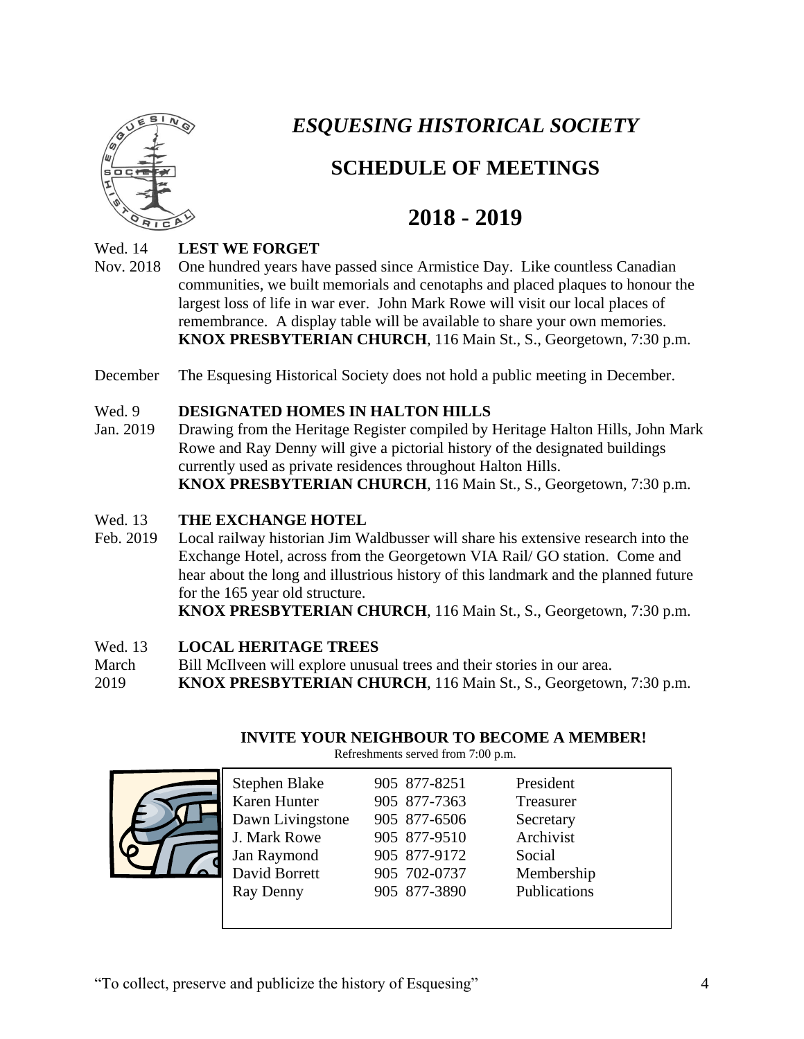# *ESQUESING HISTORICAL SOCIETY*

## SCHEDULE OF MEETINGS

## 2018 - 2019

Wed. 14 Nov. 2018 — **LEST WE FORGET**

One hundred years have passed since Armistice Day. Like countless Canadian communities, we built memorials and cenotaphs and placed plaques to honour the largest loss of life in war ever. John Mark Rowe will visit our local places of remembrance. A display table will be available to share your own memories.

**KNOX PRESBYTERIAN CHURCH**, 116 Main St., S., Georgetown, 7:30 p.m.

December — The Esquesing Historical Society does not hold a public meeting in December.

Wed. 9 Jan. 2019 — **DESIGNATED HOMES IN HALTON HILLS**

Drawing from the Heritage Register compiled by Heritage Halton Hills, John Mark Rowe and Ray Denny will give a pictorial history of the designated buildings currently used as private residences throughout Halton Hills.

**KNOX PRESBYTERIAN CHURCH**, 116 Main St., S., Georgetown, 7:30 p.m.

Wed. 13 Feb. 2019 — **THE EXCHANGE HOTEL**

Local railway historian Jim Waldbusser will share his extensive research into the Exchange Hotel, across from the Georgetown VIA Rail/ GO station. Come and hear about the long and illustrious history of this landmark and the planned future for the 165 year old structure.

**KNOX PRESBYTERIAN CHURCH**, 116 Main St., S., Georgetown, 7:30 p.m.

Wed. 13 March 2019 — **LOCAL HERITAGE TREES**

Bill McIlveen will explore unusual trees and their stories in our area.

**KNOX PRESBYTERIAN CHURCH**, 116 Main St., S., Georgetown, 7:30 p.m.

**INVITE YOUR NEIGHBOUR TO BECOME A MEMBER!**

Refreshments served from 7:00 p.m.

| | | |
|---|---|---|
| Stephen Blake | 905 877-8251 | President |
| Karen Hunter | 905 877-7363 | Treasurer |
| Dawn Livingstone | 905 877-6506 | Secretary |
| J. Mark Rowe | 905 877-9510 | Archivist |
| Jan Raymond | 905 877-9172 | Social |
| David Borrett | 905 702-0737 | Membership |
| Ray Denny | 905 877-3890 | Publications |

"To collect, preserve and publicize the history of Esquesing"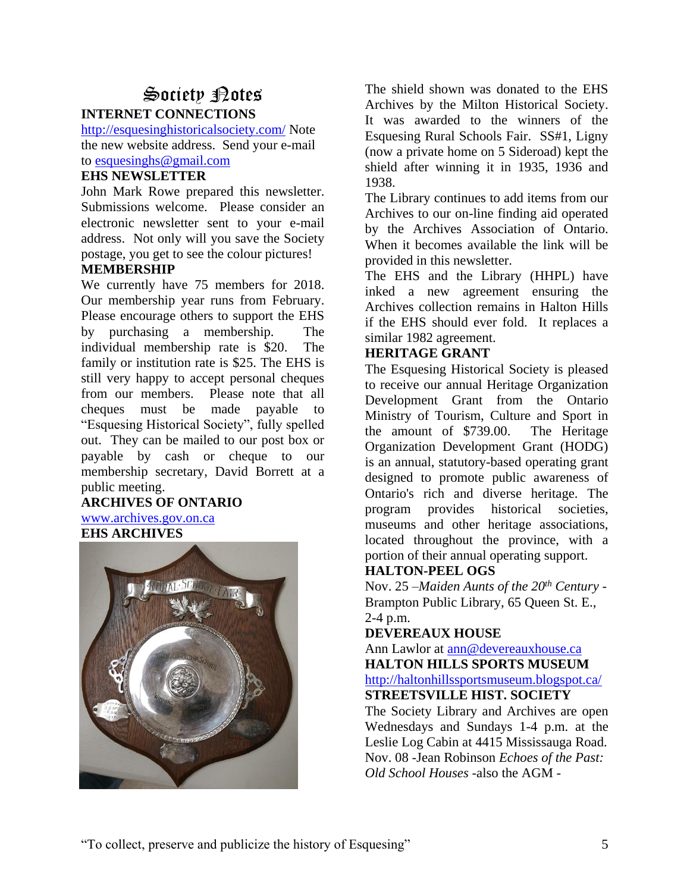# Society Notes

### INTERNET CONNECTIONS

http://esquesinghistoricalsociety.com/ Note the new website address. Send your e-mail to esquesinghs@gmail.com

### EHS NEWSLETTER

John Mark Rowe prepared this newsletter. Submissions welcome. Please consider an electronic newsletter sent to your e-mail address. Not only will you save the Society postage, you get to see the colour pictures!

### MEMBERSHIP

We currently have 75 members for 2018. Our membership year runs from February. Please encourage others to support the EHS by purchasing a membership. The individual membership rate is $20. The family or institution rate is $25. The EHS is still very happy to accept personal cheques from our members. Please note that all cheques must be made payable to "Esquesing Historical Society", fully spelled out. They can be mailed to our post box or payable by cash or cheque to our membership secretary, David Borrett at a public meeting.

### ARCHIVES OF ONTARIO

www.archives.gov.on.ca

### EHS ARCHIVES

The shield shown was donated to the EHS Archives by the Milton Historical Society. It was awarded to the winners of the Esquesing Rural Schools Fair. SS#1, Ligny (now a private home on 5 Sideroad) kept the shield after winning it in 1935, 1936 and 1938.

The Library continues to add items from our Archives to our on-line finding aid operated by the Archives Association of Ontario. When it becomes available the link will be provided in this newsletter.

The EHS and the Library (HHPL) have inked a new agreement ensuring the Archives collection remains in Halton Hills if the EHS should ever fold. It replaces a similar 1982 agreement.

### HERITAGE GRANT

The Esquesing Historical Society is pleased to receive our annual Heritage Organization Development Grant from the Ontario Ministry of Tourism, Culture and Sport in the amount of $739.00. The Heritage Organization Development Grant (HODG) is an annual, statutory-based operating grant designed to promote public awareness of Ontario's rich and diverse heritage. The program provides historical societies, museums and other heritage associations, located throughout the province, with a portion of their annual operating support.

### HALTON-PEEL OGS

Nov. 25 –*Maiden Aunts of the 20th Century* - Brampton Public Library, 65 Queen St. E., 2-4 p.m.

### DEVEREAUX HOUSE

Ann Lawlor at ann@devereauxhouse.ca

### HALTON HILLS SPORTS MUSEUM

http://haltonhillssportsmuseum.blogspot.ca/

### STREETSVILLE HIST. SOCIETY

The Society Library and Archives are open Wednesdays and Sundays 1-4 p.m. at the Leslie Log Cabin at 4415 Mississauga Road. Nov. 08 -Jean Robinson *Echoes of the Past: Old School Houses* -also the AGM -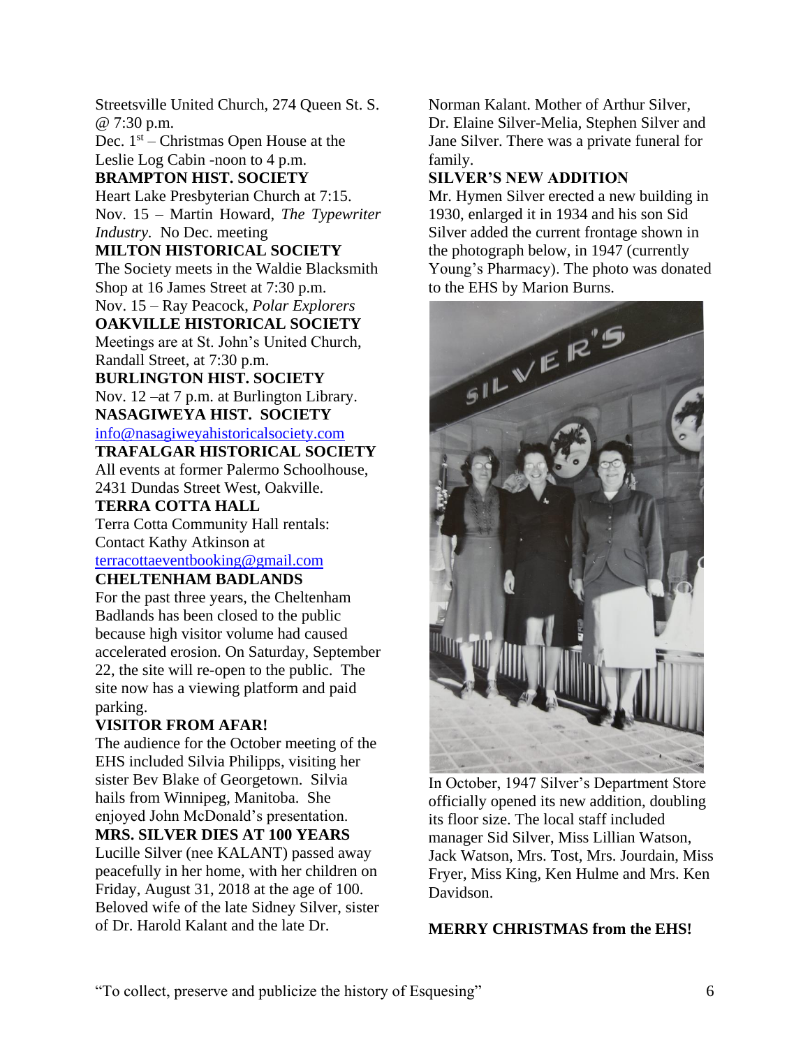Streetsville United Church, 274 Queen St. S. @ 7:30 p.m.

Dec. 1st – Christmas Open House at the Leslie Log Cabin -noon to 4 p.m.

**BRAMPTON HIST. SOCIETY**

Heart Lake Presbyterian Church at 7:15.

Nov. 15 – Martin Howard, *The Typewriter Industry*. No Dec. meeting

**MILTON HISTORICAL SOCIETY**

The Society meets in the Waldie Blacksmith Shop at 16 James Street at 7:30 p.m.

Nov. 15 – Ray Peacock, *Polar Explorers*

**OAKVILLE HISTORICAL SOCIETY**

Meetings are at St. John's United Church, Randall Street, at 7:30 p.m.

**BURLINGTON HIST. SOCIETY**

Nov. 12 –at 7 p.m. at Burlington Library.

**NASAGIWEYA HIST. SOCIETY**

info@nasagiweyahistoricalsociety.com

**TRAFALGAR HISTORICAL SOCIETY**

All events at former Palermo Schoolhouse, 2431 Dundas Street West, Oakville.

**TERRA COTTA HALL**

Terra Cotta Community Hall rentals: Contact Kathy Atkinson at terracottaeventbooking@gmail.com

**CHELTENHAM BADLANDS**

For the past three years, the Cheltenham Badlands has been closed to the public because high visitor volume had caused accelerated erosion. On Saturday, September 22, the site will re-open to the public. The site now has a viewing platform and paid parking.

**VISITOR FROM AFAR!**

The audience for the October meeting of the EHS included Silvia Philipps, visiting her sister Bev Blake of Georgetown. Silvia hails from Winnipeg, Manitoba. She enjoyed John McDonald's presentation.

**MRS. SILVER DIES AT 100 YEARS**

Lucille Silver (nee KALANT) passed away peacefully in her home, with her children on Friday, August 31, 2018 at the age of 100. Beloved wife of the late Sidney Silver, sister of Dr. Harold Kalant and the late Dr. Norman Kalant. Mother of Arthur Silver, Dr. Elaine Silver-Melia, Stephen Silver and Jane Silver. There was a private funeral for family.

**SILVER'S NEW ADDITION**

Mr. Hymen Silver erected a new building in 1930, enlarged it in 1934 and his son Sid Silver added the current frontage shown in the photograph below, in 1947 (currently Young's Pharmacy). The photo was donated to the EHS by Marion Burns.

In October, 1947 Silver's Department Store officially opened its new addition, doubling its floor size. The local staff included manager Sid Silver, Miss Lillian Watson, Jack Watson, Mrs. Tost, Mrs. Jourdain, Miss Fryer, Miss King, Ken Hulme and Mrs. Ken Davidson.

**MERRY CHRISTMAS from the EHS!**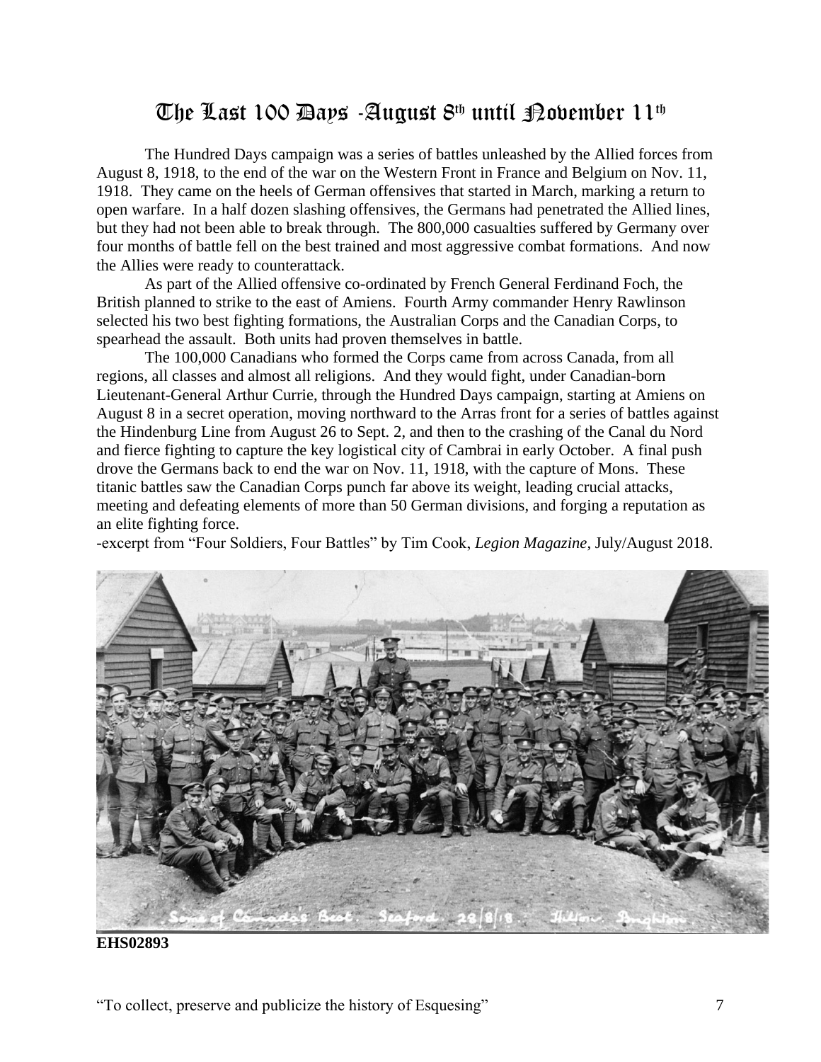# The Last 100 Days - August 8th until November 11th

The Hundred Days campaign was a series of battles unleashed by the Allied forces from August 8, 1918, to the end of the war on the Western Front in France and Belgium on Nov. 11, 1918. They came on the heels of German offensives that started in March, marking a return to open warfare. In a half dozen slashing offensives, the Germans had penetrated the Allied lines, but they had not been able to break through. The 800,000 casualties suffered by Germany over four months of battle fell on the best trained and most aggressive combat formations. And now the Allies were ready to counterattack.

As part of the Allied offensive co-ordinated by French General Ferdinand Foch, the British planned to strike to the east of Amiens. Fourth Army commander Henry Rawlinson selected his two best fighting formations, the Australian Corps and the Canadian Corps, to spearhead the assault. Both units had proven themselves in battle.

The 100,000 Canadians who formed the Corps came from across Canada, from all regions, all classes and almost all religions. And they would fight, under Canadian-born Lieutenant-General Arthur Currie, through the Hundred Days campaign, starting at Amiens on August 8 in a secret operation, moving northward to the Arras front for a series of battles against the Hindenburg Line from August 26 to Sept. 2, and then to the crashing of the Canal du Nord and fierce fighting to capture the key logistical city of Cambrai in early October. A final push drove the Germans back to end the war on Nov. 11, 1918, with the capture of Mons. These titanic battles saw the Canadian Corps punch far above its weight, leading crucial attacks, meeting and defeating elements of more than 50 German divisions, and forging a reputation as an elite fighting force.

-excerpt from "Four Soldiers, Four Battles" by Tim Cook, *Legion Magazine*, July/August 2018.

Some of Canada's Best. Seaford. 28/8/18. Hilton. Brighton.

**EHS02893**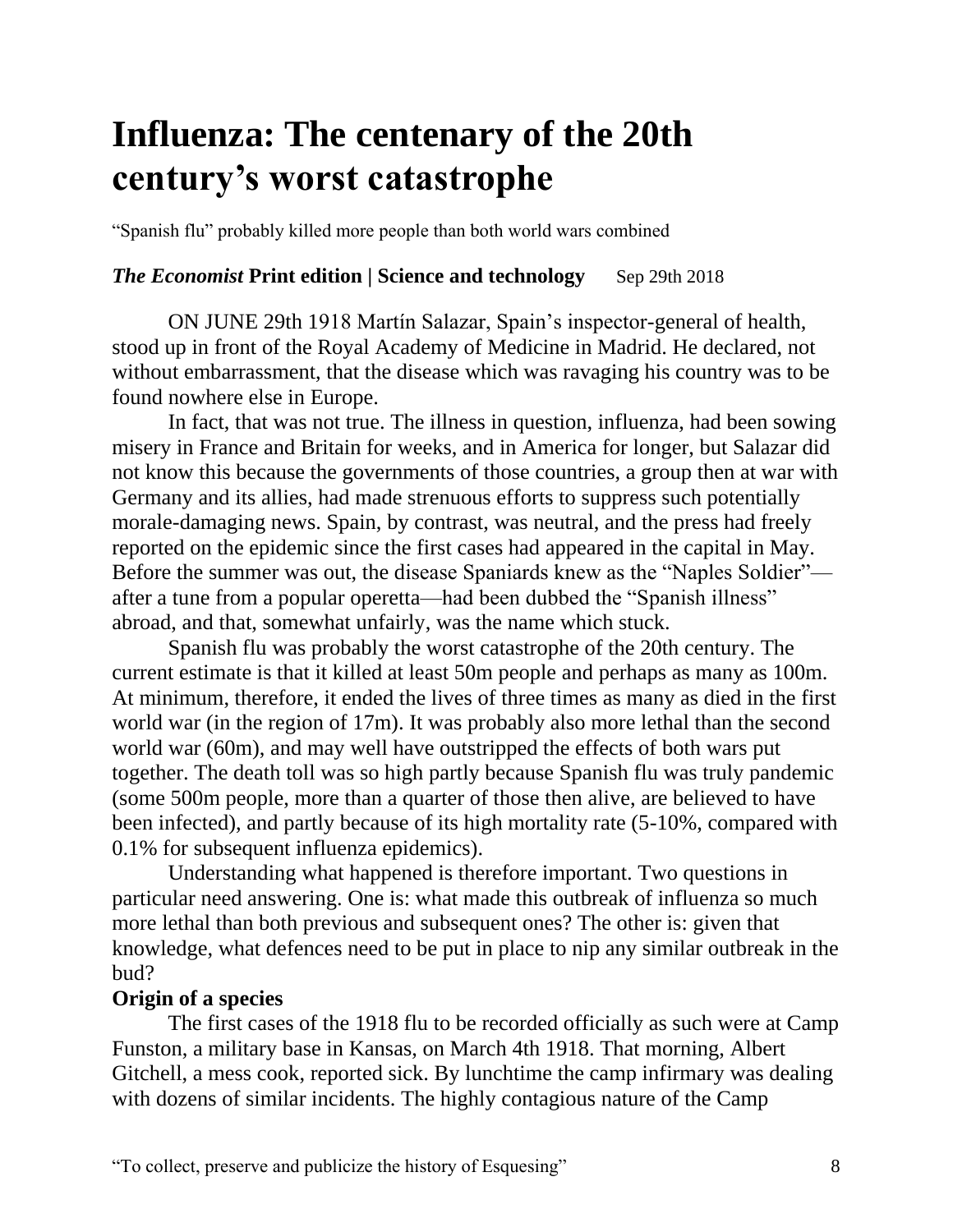# Influenza: The centenary of the 20th century's worst catastrophe

"Spanish flu" probably killed more people than both world wars combined

***The Economist*** **Print edition | Science and technology** Sep 29th 2018

ON JUNE 29th 1918 Martín Salazar, Spain's inspector-general of health, stood up in front of the Royal Academy of Medicine in Madrid. He declared, not without embarrassment, that the disease which was ravaging his country was to be found nowhere else in Europe.

In fact, that was not true. The illness in question, influenza, had been sowing misery in France and Britain for weeks, and in America for longer, but Salazar did not know this because the governments of those countries, a group then at war with Germany and its allies, had made strenuous efforts to suppress such potentially morale-damaging news. Spain, by contrast, was neutral, and the press had freely reported on the epidemic since the first cases had appeared in the capital in May. Before the summer was out, the disease Spaniards knew as the "Naples Soldier"—after a tune from a popular operetta—had been dubbed the "Spanish illness" abroad, and that, somewhat unfairly, was the name which stuck.

Spanish flu was probably the worst catastrophe of the 20th century. The current estimate is that it killed at least 50m people and perhaps as many as 100m. At minimum, therefore, it ended the lives of three times as many as died in the first world war (in the region of 17m). It was probably also more lethal than the second world war (60m), and may well have outstripped the effects of both wars put together. The death toll was so high partly because Spanish flu was truly pandemic (some 500m people, more than a quarter of those then alive, are believed to have been infected), and partly because of its high mortality rate (5-10%, compared with 0.1% for subsequent influenza epidemics).

Understanding what happened is therefore important. Two questions in particular need answering. One is: what made this outbreak of influenza so much more lethal than both previous and subsequent ones? The other is: given that knowledge, what defences need to be put in place to nip any similar outbreak in the bud?

**Origin of a species**

The first cases of the 1918 flu to be recorded officially as such were at Camp Funston, a military base in Kansas, on March 4th 1918. That morning, Albert Gitchell, a mess cook, reported sick. By lunchtime the camp infirmary was dealing with dozens of similar incidents. The highly contagious nature of the Camp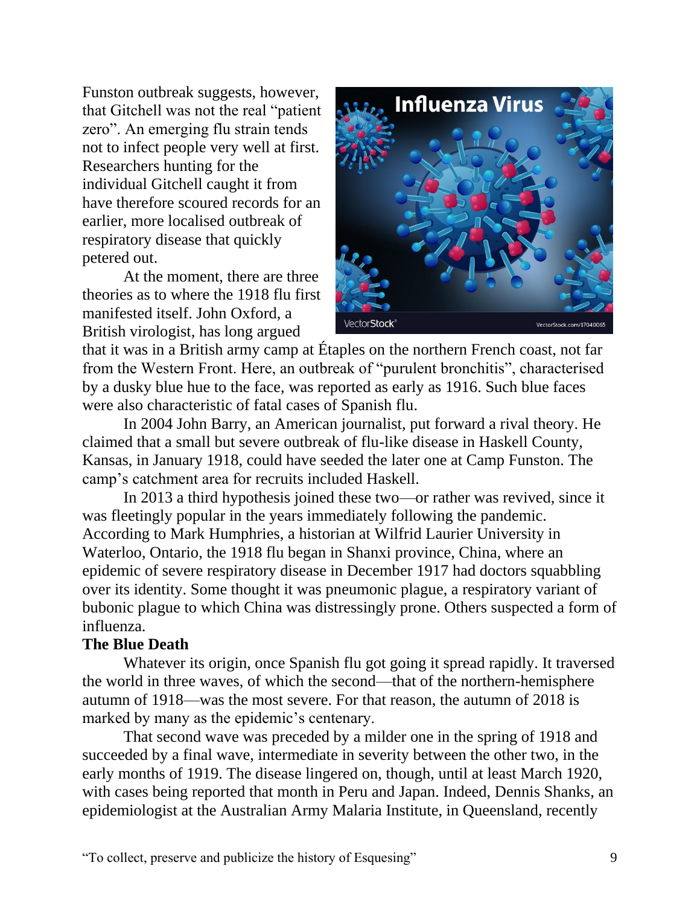Funston outbreak suggests, however, that Gitchell was not the real "patient zero". An emerging flu strain tends not to infect people very well at first. Researchers hunting for the individual Gitchell caught it from have therefore scoured records for an earlier, more localised outbreak of respiratory disease that quickly petered out.

At the moment, there are three theories as to where the 1918 flu first manifested itself. John Oxford, a British virologist, has long argued that it was in a British army camp at Étaples on the northern French coast, not far from the Western Front. Here, an outbreak of "purulent bronchitis", characterised by a dusky blue hue to the face, was reported as early as 1916. Such blue faces were also characteristic of fatal cases of Spanish flu.

In 2004 John Barry, an American journalist, put forward a rival theory. He claimed that a small but severe outbreak of flu-like disease in Haskell County, Kansas, in January 1918, could have seeded the later one at Camp Funston. The camp's catchment area for recruits included Haskell.

In 2013 a third hypothesis joined these two—or rather was revived, since it was fleetingly popular in the years immediately following the pandemic. According to Mark Humphries, a historian at Wilfrid Laurier University in Waterloo, Ontario, the 1918 flu began in Shanxi province, China, where an epidemic of severe respiratory disease in December 1917 had doctors squabbling over its identity. Some thought it was pneumonic plague, a respiratory variant of bubonic plague to which China was distressingly prone. Others suspected a form of influenza.

**The Blue Death**

Whatever its origin, once Spanish flu got going it spread rapidly. It traversed the world in three waves, of which the second—that of the northern-hemisphere autumn of 1918—was the most severe. For that reason, the autumn of 2018 is marked by many as the epidemic's centenary.

That second wave was preceded by a milder one in the spring of 1918 and succeeded by a final wave, intermediate in severity between the other two, in the early months of 1919. The disease lingered on, though, until at least March 1920, with cases being reported that month in Peru and Japan. Indeed, Dennis Shanks, an epidemiologist at the Australian Army Malaria Institute, in Queensland, recently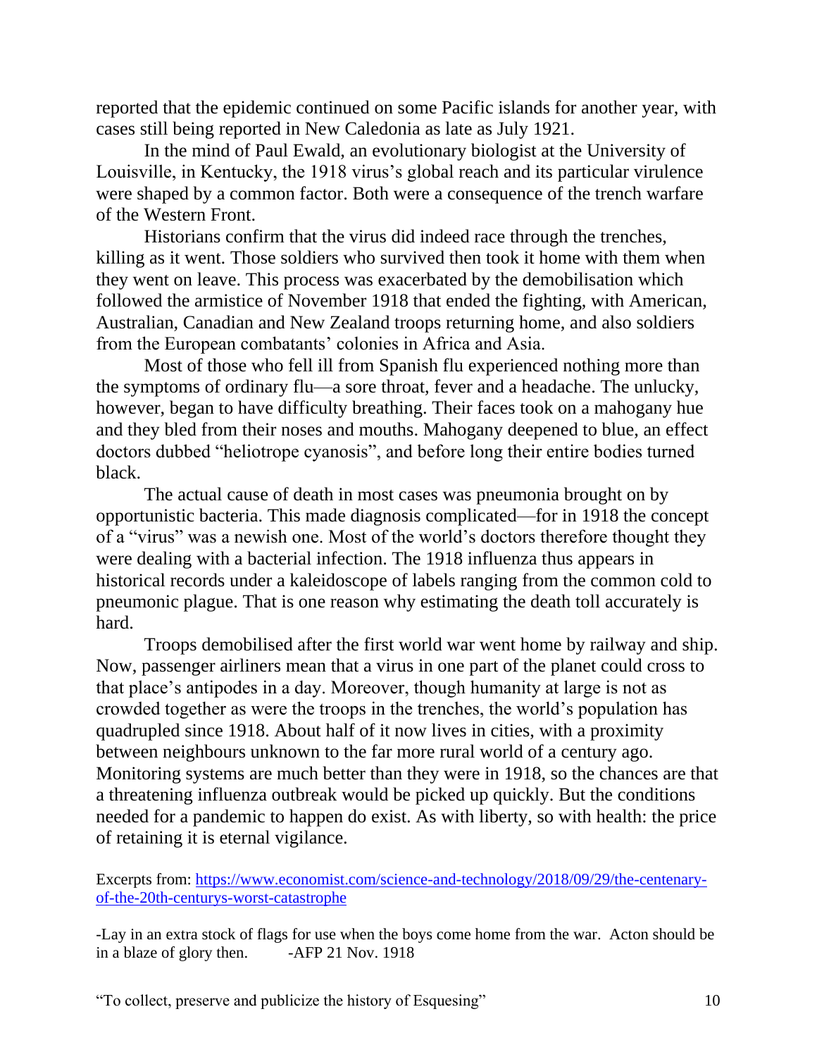reported that the epidemic continued on some Pacific islands for another year, with cases still being reported in New Caledonia as late as July 1921.

In the mind of Paul Ewald, an evolutionary biologist at the University of Louisville, in Kentucky, the 1918 virus's global reach and its particular virulence were shaped by a common factor. Both were a consequence of the trench warfare of the Western Front.

Historians confirm that the virus did indeed race through the trenches, killing as it went. Those soldiers who survived then took it home with them when they went on leave. This process was exacerbated by the demobilisation which followed the armistice of November 1918 that ended the fighting, with American, Australian, Canadian and New Zealand troops returning home, and also soldiers from the European combatants' colonies in Africa and Asia.

Most of those who fell ill from Spanish flu experienced nothing more than the symptoms of ordinary flu—a sore throat, fever and a headache. The unlucky, however, began to have difficulty breathing. Their faces took on a mahogany hue and they bled from their noses and mouths. Mahogany deepened to blue, an effect doctors dubbed "heliotrope cyanosis", and before long their entire bodies turned black.

The actual cause of death in most cases was pneumonia brought on by opportunistic bacteria. This made diagnosis complicated—for in 1918 the concept of a "virus" was a newish one. Most of the world's doctors therefore thought they were dealing with a bacterial infection. The 1918 influenza thus appears in historical records under a kaleidoscope of labels ranging from the common cold to pneumonic plague. That is one reason why estimating the death toll accurately is hard.

Troops demobilised after the first world war went home by railway and ship. Now, passenger airliners mean that a virus in one part of the planet could cross to that place's antipodes in a day. Moreover, though humanity at large is not as crowded together as were the troops in the trenches, the world's population has quadrupled since 1918. About half of it now lives in cities, with a proximity between neighbours unknown to the far more rural world of a century ago. Monitoring systems are much better than they were in 1918, so the chances are that a threatening influenza outbreak would be picked up quickly. But the conditions needed for a pandemic to happen do exist. As with liberty, so with health: the price of retaining it is eternal vigilance.

Excerpts from: [https://www.economist.com/science-and-technology/2018/09/29/the-centenary-of-the-20th-centurys-worst-catastrophe](https://www.economist.com/science-and-technology/2018/09/29/the-centenary-of-the-20th-centurys-worst-catastrophe)

-Lay in an extra stock of flags for use when the boys come home from the war. Acton should be in a blaze of glory then. -AFP 21 Nov. 1918

"To collect, preserve and publicize the history of Esquesing"